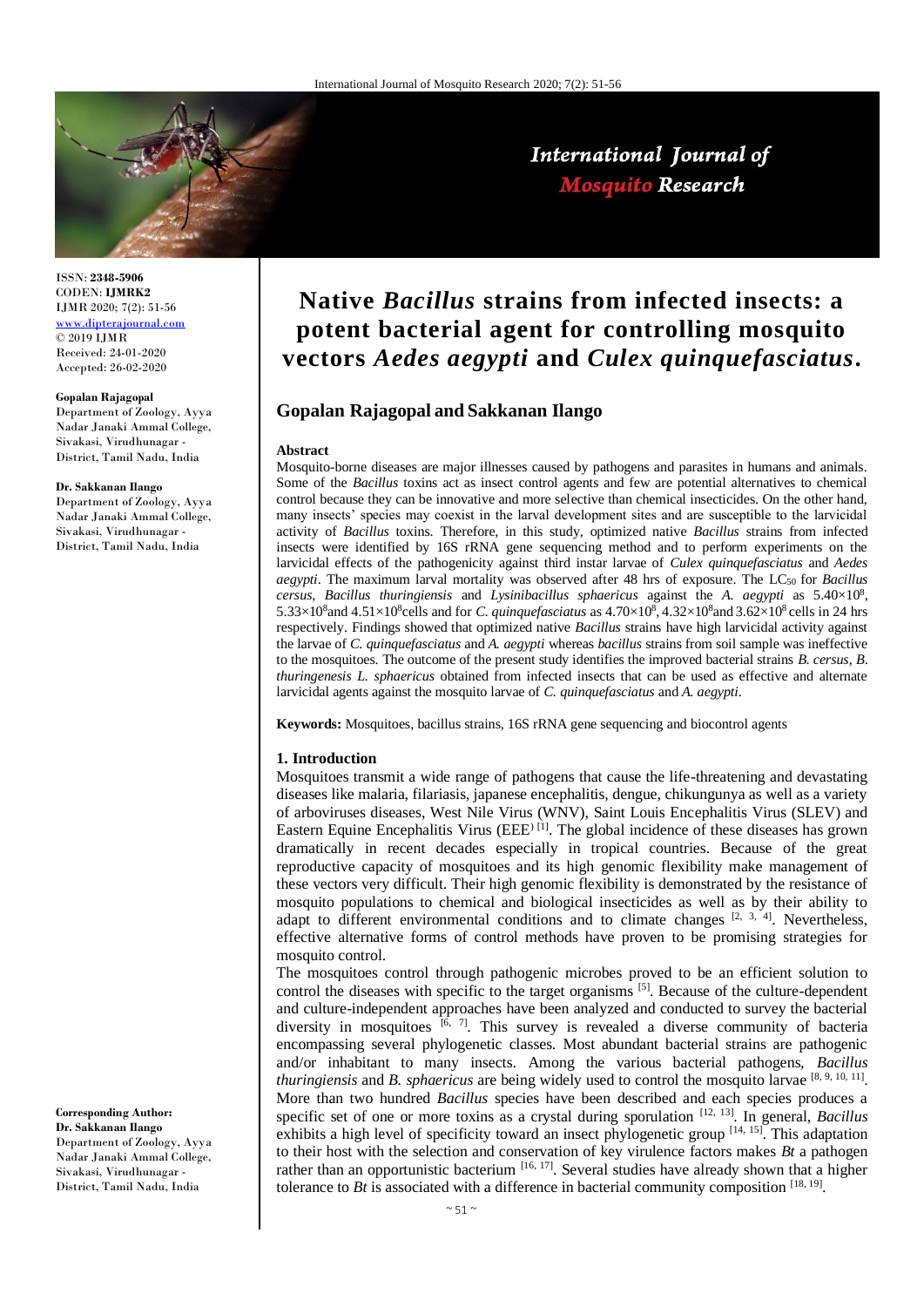# Native *Bacillus* strains from infected insects: a potent bacterial agent for controlling mosquito vectors *Aedes aegypti* and *Culex quinquefasciatus*.

ISSN: **2348-5906**
CODEN: **IJMRK2**
IJMR 2020; 7(2): 51-56
www.dipterajournal.com
© 2019 IJMR
Received: 24-01-2020
Accepted: 26-02-2020

**Gopalan Rajagopal**
Department of Zoology, Ayya Nadar Janaki Ammal College, Sivakasi, Virudhunagar - District, Tamil Nadu, India

**Dr. Sakkanan Ilango**
Department of Zoology, Ayya Nadar Janaki Ammal College, Sivakasi, Virudhunagar - District, Tamil Nadu, India

**Corresponding Author:**
**Dr. Sakkanan Ilango**
Department of Zoology, Ayya Nadar Janaki Ammal College, Sivakasi, Virudhunagar - District, Tamil Nadu, India

**Gopalan Rajagopal and Sakkanan Ilango**

**Abstract**

Mosquito-borne diseases are major illnesses caused by pathogens and parasites in humans and animals. Some of the *Bacillus* toxins act as insect control agents and few are potential alternatives to chemical control because they can be innovative and more selective than chemical insecticides. On the other hand, many insects' species may coexist in the larval development sites and are susceptible to the larvicidal activity of *Bacillus* toxins. Therefore, in this study, optimized native *Bacillus* strains from infected insects were identified by 16S rRNA gene sequencing method and to perform experiments on the larvicidal effects of the pathogenicity against third instar larvae of *Culex quinquefasciatus* and *Aedes aegypti*. The maximum larval mortality was observed after 48 hrs of exposure. The $LC_{50}$ for *Bacillus cersus*, *Bacillus thuringiensis* and *Lysinibacillus sphaericus* against the *A. aegypti* as $5.40\times10^{8}$, $5.33\times10^{8}$and $4.51\times10^{8}$cells and for *C. quinquefasciatus* as $4.70\times10^{8}$, $4.32\times10^{8}$and $3.62\times10^{8}$ cells in 24 hrs respectively. Findings showed that optimized native *Bacillus* strains have high larvicidal activity against the larvae of *C. quinquefasciatus* and *A. aegypti* whereas *bacillus* strains from soil sample was ineffective to the mosquitoes. The outcome of the present study identifies the improved bacterial strains *B. cersus*, *B. thuringenesis L. sphaericus* obtained from infected insects that can be used as effective and alternate larvicidal agents against the mosquito larvae of *C. quinquefasciatus* and *A. aegypti*.

**Keywords:** Mosquitoes, bacillus strains, 16S rRNA gene sequencing and biocontrol agents

## 1. Introduction

Mosquitoes transmit a wide range of pathogens that cause the life-threatening and devastating diseases like malaria, filariasis, japanese encephalitis, dengue, chikungunya as well as a variety of arboviruses diseases, West Nile Virus (WNV), Saint Louis Encephalitis Virus (SLEV) and Eastern Equine Encephalitis Virus (EEE) [1]. The global incidence of these diseases has grown dramatically in recent decades especially in tropical countries. Because of the great reproductive capacity of mosquitoes and its high genomic flexibility make management of these vectors very difficult. Their high genomic flexibility is demonstrated by the resistance of mosquito populations to chemical and biological insecticides as well as by their ability to adapt to different environmental conditions and to climate changes [2, 3, 4]. Nevertheless, effective alternative forms of control methods have proven to be promising strategies for mosquito control.

The mosquitoes control through pathogenic microbes proved to be an efficient solution to control the diseases with specific to the target organisms [5]. Because of the culture-dependent and culture-independent approaches have been analyzed and conducted to survey the bacterial diversity in mosquitoes [6, 7]. This survey is revealed a diverse community of bacteria encompassing several phylogenetic classes. Most abundant bacterial strains are pathogenic and/or inhabitant to many insects. Among the various bacterial pathogens, *Bacillus thuringiensis* and *B. sphaericus* are being widely used to control the mosquito larvae [8, 9, 10, 11]. More than two hundred *Bacillus* species have been described and each species produces a specific set of one or more toxins as a crystal during sporulation [12, 13]. In general, *Bacillus* exhibits a high level of specificity toward an insect phylogenetic group [14, 15]. This adaptation to their host with the selection and conservation of key virulence factors makes *Bt* a pathogen rather than an opportunistic bacterium [16, 17]. Several studies have already shown that a higher tolerance to *Bt* is associated with a difference in bacterial community composition [18, 19].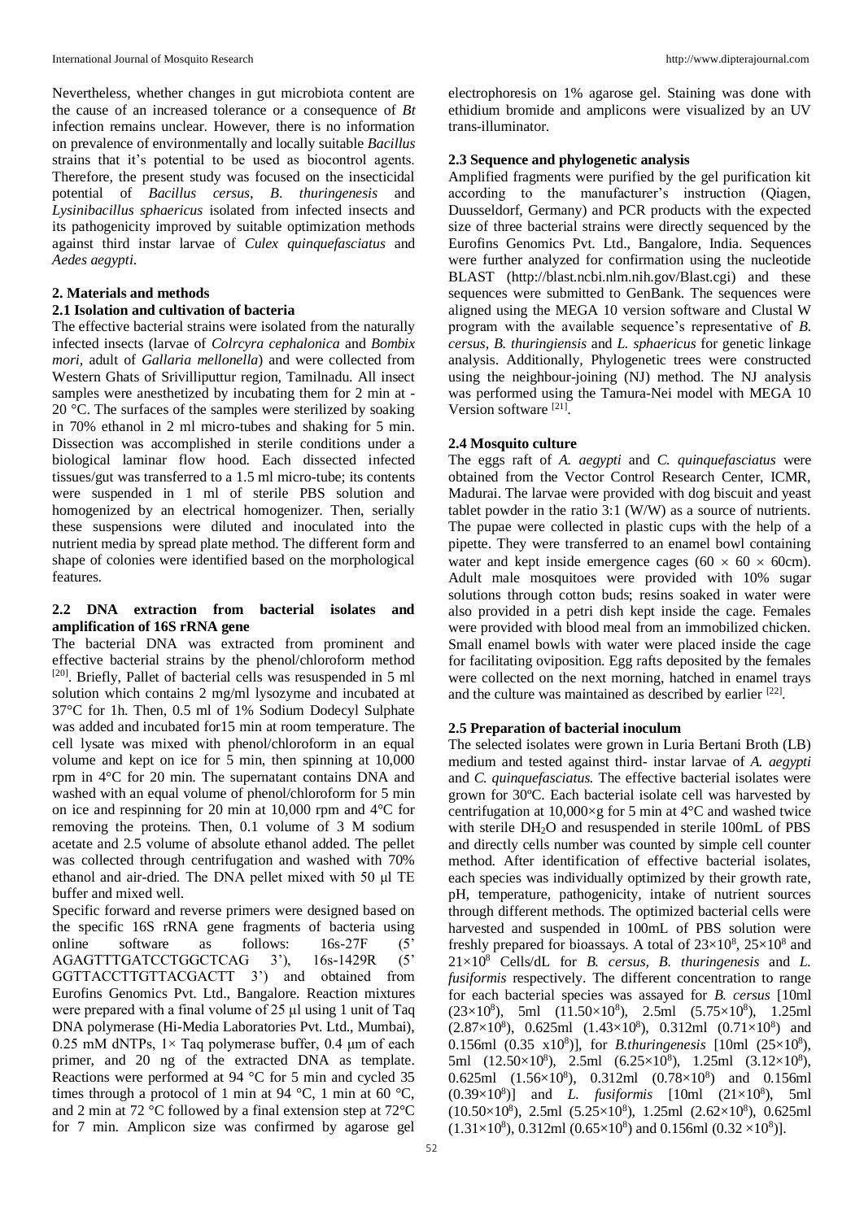Nevertheless, whether changes in gut microbiota content are the cause of an increased tolerance or a consequence of *Bt* infection remains unclear. However, there is no information on prevalence of environmentally and locally suitable *Bacillus* strains that it's potential to be used as biocontrol agents. Therefore, the present study was focused on the insecticidal potential of *Bacillus cersus*, *B. thuringenesis* and *Lysinibacillus sphaericus* isolated from infected insects and its pathogenicity improved by suitable optimization methods against third instar larvae of *Culex quinquefasciatus* and *Aedes aegypti*.

## 2. Materials and methods

### 2.1 Isolation and cultivation of bacteria

The effective bacterial strains were isolated from the naturally infected insects (larvae of *Colrcyra cephalonica* and *Bombix mori*, adult of *Gallaria mellonella*) and were collected from Western Ghats of Srivilliputtur region, Tamilnadu. All insect samples were anesthetized by incubating them for 2 min at -20 °C. The surfaces of the samples were sterilized by soaking in 70% ethanol in 2 ml micro-tubes and shaking for 5 min. Dissection was accomplished in sterile conditions under a biological laminar flow hood. Each dissected infected tissues/gut was transferred to a 1.5 ml micro-tube; its contents were suspended in 1 ml of sterile PBS solution and homogenized by an electrical homogenizer. Then, serially these suspensions were diluted and inoculated into the nutrient media by spread plate method. The different form and shape of colonies were identified based on the morphological features.

### 2.2 DNA extraction from bacterial isolates and amplification of 16S rRNA gene

The bacterial DNA was extracted from prominent and effective bacterial strains by the phenol/chloroform method [20]. Briefly, Pallet of bacterial cells was resuspended in 5 ml solution which contains 2 mg/ml lysozyme and incubated at 37°C for 1h. Then, 0.5 ml of 1% Sodium Dodecyl Sulphate was added and incubated for15 min at room temperature. The cell lysate was mixed with phenol/chloroform in an equal volume and kept on ice for 5 min, then spinning at 10,000 rpm in 4°C for 20 min. The supernatant contains DNA and washed with an equal volume of phenol/chloroform for 5 min on ice and respinning for 20 min at 10,000 rpm and 4°C for removing the proteins. Then, 0.1 volume of 3 M sodium acetate and 2.5 volume of absolute ethanol added. The pellet was collected through centrifugation and washed with 70% ethanol and air-dried. The DNA pellet mixed with 50 µl TE buffer and mixed well.

Specific forward and reverse primers were designed based on the specific 16S rRNA gene fragments of bacteria using online software as follows: 16s-27F (5' AGAGTTTGATCCTGGCTCAG 3'), 16s-1429R (5' GGTTACCTTGTTACGACTT 3') and obtained from Eurofins Genomics Pvt. Ltd., Bangalore. Reaction mixtures were prepared with a final volume of 25 µl using 1 unit of Taq DNA polymerase (Hi-Media Laboratories Pvt. Ltd., Mumbai), 0.25 mM dNTPs, 1× Taq polymerase buffer, 0.4 µm of each primer, and 20 ng of the extracted DNA as template. Reactions were performed at 94 °C for 5 min and cycled 35 times through a protocol of 1 min at 94 °C, 1 min at 60 °C, and 2 min at 72 °C followed by a final extension step at 72°C for 7 min. Amplicon size was confirmed by agarose gel electrophoresis on 1% agarose gel. Staining was done with ethidium bromide and amplicons were visualized by an UV trans-illuminator.

### 2.3 Sequence and phylogenetic analysis

Amplified fragments were purified by the gel purification kit according to the manufacturer's instruction (Qiagen, Duusseldorf, Germany) and PCR products with the expected size of three bacterial strains were directly sequenced by the Eurofins Genomics Pvt. Ltd., Bangalore, India. Sequences were further analyzed for confirmation using the nucleotide BLAST (http://blast.ncbi.nlm.nih.gov/Blast.cgi) and these sequences were submitted to GenBank. The sequences were aligned using the MEGA 10 version software and Clustal W program with the available sequence's representative of *B. cersus, B. thuringiensis* and *L. sphaericus* for genetic linkage analysis. Additionally, Phylogenetic trees were constructed using the neighbour-joining (NJ) method. The NJ analysis was performed using the Tamura-Nei model with MEGA 10 Version software [21].

### 2.4 Mosquito culture

The eggs raft of *A. aegypti* and *C. quinquefasciatus* were obtained from the Vector Control Research Center, ICMR, Madurai. The larvae were provided with dog biscuit and yeast tablet powder in the ratio 3:1 (W/W) as a source of nutrients. The pupae were collected in plastic cups with the help of a pipette. They were transferred to an enamel bowl containing water and kept inside emergence cages ($60 \times 60 \times 60$cm). Adult male mosquitoes were provided with 10% sugar solutions through cotton buds; resins soaked in water were also provided in a petri dish kept inside the cage. Females were provided with blood meal from an immobilized chicken. Small enamel bowls with water were placed inside the cage for facilitating oviposition. Egg rafts deposited by the females were collected on the next morning, hatched in enamel trays and the culture was maintained as described by earlier [22].

### 2.5 Preparation of bacterial inoculum

The selected isolates were grown in Luria Bertani Broth (LB) medium and tested against third- instar larvae of *A. aegypti* and *C. quinquefasciatus.* The effective bacterial isolates were grown for 30ºC. Each bacterial isolate cell was harvested by centrifugation at 10,000×g for 5 min at 4°C and washed twice with sterile $DH_2O$ and resuspended in sterile 100mL of PBS and directly cells number was counted by simple cell counter method. After identification of effective bacterial isolates, each species was individually optimized by their growth rate, pH, temperature, pathogenicity, intake of nutrient sources through different methods. The optimized bacterial cells were harvested and suspended in 100mL of PBS solution were freshly prepared for bioassays. A total of $23\times10^8$, $25\times10^8$ and $21\times10^8$ Cells/dL for *B. cersus, B. thuringenesis* and *L. fusiformis* respectively. The different concentration to range for each bacterial species was assayed for *B. cersus* [10ml ($23\times10^8$), 5ml ($11.50\times10^8$), 2.5ml ($5.75\times10^8$), 1.25ml ($2.87\times10^8$), 0.625ml ($1.43\times10^8$), 0.312ml ($0.71\times10^8$) and 0.156ml ($0.35\ \text{x}10^8$)], for *B.thuringenesis* [10ml ($25\times10^8$), 5ml ($12.50\times10^8$), 2.5ml ($6.25\times10^8$), 1.25ml ($3.12\times10^8$), 0.625ml ($1.56\times10^8$), 0.312ml ($0.78\times10^8$) and 0.156ml ($0.39\times10^8$)] and *L. fusiformis* [10ml ($21\times10^8$), 5ml ($10.50\times10^8$), 2.5ml ($5.25\times10^8$), 1.25ml ($2.62\times10^8$), 0.625ml ($1.31\times10^8$), 0.312ml ($0.65\times10^8$) and 0.156ml ($0.32\times10^8$)].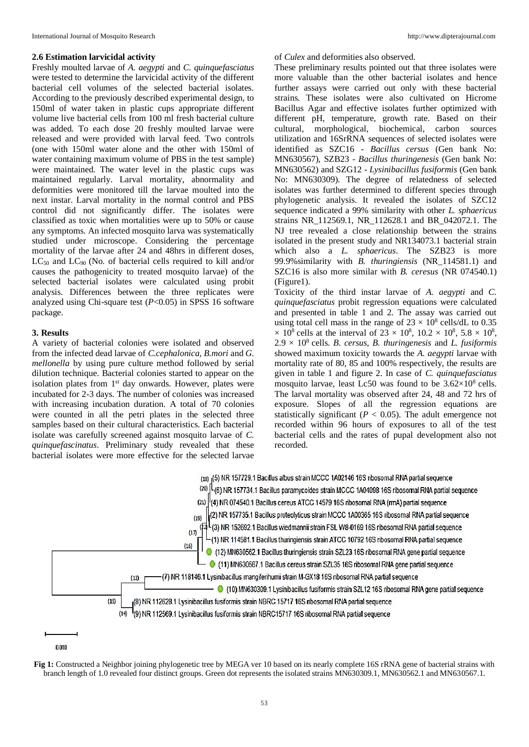### 2.6 Estimation larvicidal activity

Freshly moulted larvae of *A. aegypti* and *C. quinquefasciatus* were tested to determine the larvicidal activity of the different bacterial cell volumes of the selected bacterial isolates. According to the previously described experimental design, to 150ml of water taken in plastic cups appropriate different volume live bacterial cells from 100 ml fresh bacterial culture was added. To each dose 20 freshly moulted larvae were released and were provided with larval feed. Two controls (one with 150ml water alone and the other with 150ml of water containing maximum volume of PBS in the test sample) were maintained. The water level in the plastic cups was maintained regularly. Larval mortality, abnormality and deformities were monitored till the larvae moulted into the next instar. Larval mortality in the normal control and PBS control did not significantly differ. The isolates were classified as toxic when mortalities were up to 50% or cause any symptoms. An infected mosquito larva was systematically studied under microscope. Considering the percentage mortality of the larvae after 24 and 48hrs in different doses, $LC_{50}$ and $LC_{90}$ (No. of bacterial cells required to kill and/or causes the pathogenicity to treated mosquito larvae) of the selected bacterial isolates were calculated using probit analysis. Differences between the three replicates were analyzed using Chi-square test ($P<0.05$) in SPSS 16 software package.

## 3. Results

A variety of bacterial colonies were isolated and observed from the infected dead larvae of *C.cephalonica*, *B.mori* and *G. mellonella* by using pure culture method followed by serial dilution technique. Bacterial colonies started to appear on the isolation plates from 1st day onwards. However, plates were incubated for 2-3 days. The number of colonies was increased with increasing incubation duration. A total of 70 colonies were counted in all the petri plates in the selected three samples based on their cultural characteristics. Each bacterial isolate was carefully screened against mosquito larvae of *C. quinquefascinatus*. Preliminary study revealed that these bacterial isolates were more effective for the selected larvae of *Culex* and deformities also observed.

These preliminary results pointed out that three isolates were more valuable than the other bacterial isolates and hence further assays were carried out only with these bacterial strains. These isolates were also cultivated on Hicrome Bacillus Agar and effective isolates further optimized with different pH, temperature, growth rate. Based on their cultural, morphological, biochemical, carbon sources utilization and 16SrRNA sequences of selected isolates were identified as SZC16 - *Bacillus cersus* (Gen bank No: MN630567), SZB23 - *Bacillus thuringenesis* (Gen bank No: MN630562) and SZG12 - *Lysinibacillus fusiformis* (Gen bank No: MN630309). The degree of relatedness of selected isolates was further determined to different species through phylogenetic analysis. It revealed the isolates of SZC12 sequence indicated a 99% similarity with other *L. sphaericus* strains NR_112569.1, NR_112628.1 and BR_042072.1. The NJ tree revealed a close relationship between the strains isolated in the present study and NR134073.1 bacterial strain which also a *L. sphaericus*. The SZB23 is more 99.9%similarity with *B. thuringiensis* (NR_114581.1) and SZC16 is also more similar with *B. ceresus* (NR 074540.1) (Figure1).

Toxicity of the third instar larvae of *A. aegypti* and *C. quinquefasciatus* probit regression equations were calculated and presented in table 1 and 2. The assay was carried out using total cell mass in the range of $23 \times 10^8$ cells/dL to 0.35 $\times 10^8$ cells at the interval of $23 \times 10^8$, $10.2 \times 10^8$, $5.8 \times 10^8$, $2.9 \times 10^8$ cells. *B. cersus*, *B. thuringenesis* and *L. fusiformis* showed maximum toxicity towards the *A. aegypti* larvae with mortality rate of 80, 85 and 100% respectively, the results are given in table 1 and figure 2. In case of *C. quinquefasciatus* mosquito larvae, least Lc50 was found to be $3.62\times10^8$ cells. The larval mortality was observed after 24, 48 and 72 hrs of exposure. Slopes of all the regression equations are statistically significant ($P < 0.05$). The adult emergence not recorded within 96 hours of exposures to all of the test bacterial cells and the rates of pupal development also not recorded.

**Fig 1:** Constructed a Neighbor joining phylogenetic tree by MEGA ver 10 based on its nearly complete 16S rRNA gene of bacterial strains with branch length of 1.0 revealed four distinct groups. Green dot represents the isolated strains MN630309.1, MN630562.1 and MN630567.1.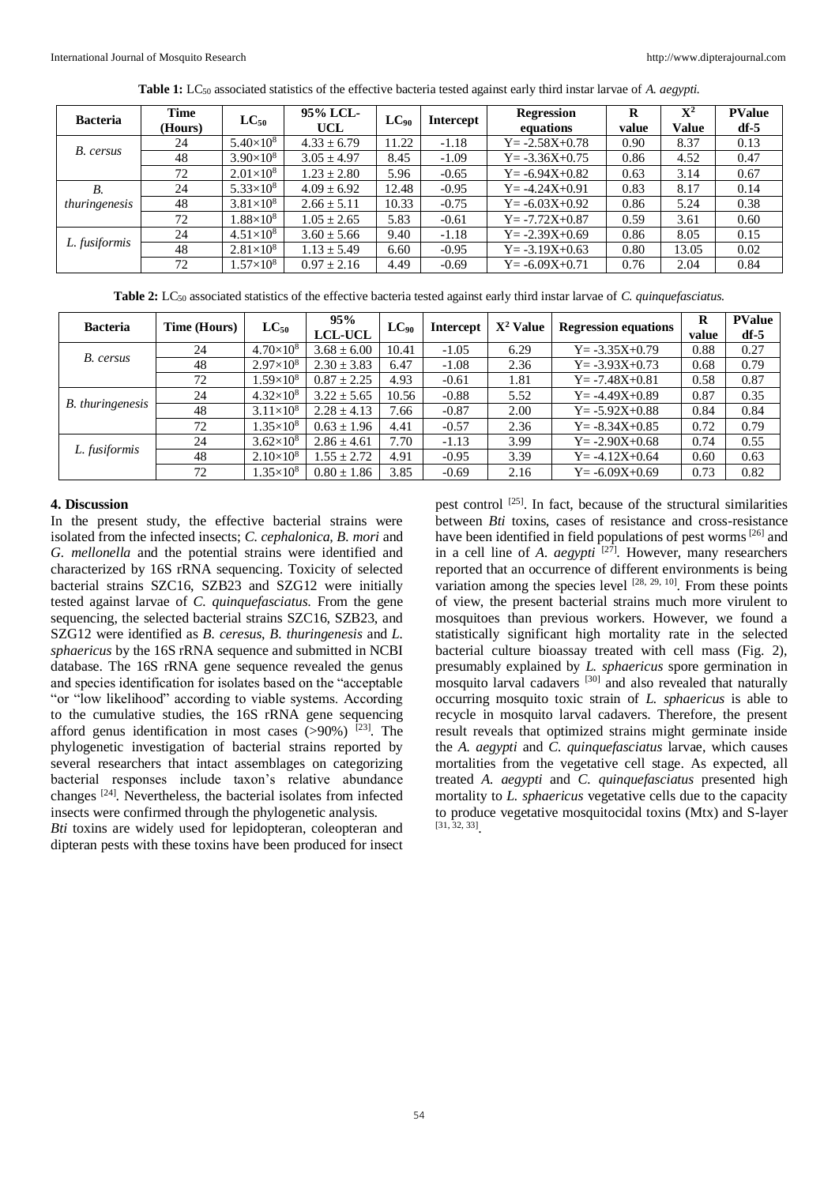**Table 1:** $LC_{50}$ associated statistics of the effective bacteria tested against early third instar larvae of *A. aegypti.*

| Bacteria | Time (Hours) | $LC_{50}$ | 95% LCL-UCL | $LC_{90}$ | Intercept | Regression equations | R value | $X^2$ Value | PValue df-5 |
|---|---|---|---|---|---|---|---|---|---|
| *B. cersus* | 24 | $5.40{\times}10^8$ | 4.33 ± 6.79 | 11.22 | -1.18 | Y= -2.58X+0.78 | 0.90 | 8.37 | 0.13 |
| | 48 | $3.90{\times}10^8$ | 3.05 ± 4.97 | 8.45 | -1.09 | Y= -3.36X+0.75 | 0.86 | 4.52 | 0.47 |
| | 72 | $2.01{\times}10^8$ | 1.23 ± 2.80 | 5.96 | -0.65 | Y= -6.94X+0.82 | 0.63 | 3.14 | 0.67 |
| *B. thuringesis* | 24 | $5.33{\times}10^8$ | 4.09 ± 6.92 | 12.48 | -0.95 | Y= -4.24X+0.91 | 0.83 | 8.17 | 0.14 |
| | 48 | $3.81{\times}10^8$ | 2.66 ± 5.11 | 10.33 | -0.75 | Y= -6.03X+0.92 | 0.86 | 5.24 | 0.38 |
| | 72 | $1.88{\times}10^8$ | 1.05 ± 2.65 | 5.83 | -0.61 | Y= -7.72X+0.87 | 0.59 | 3.61 | 0.60 |
| *L. fusiformis* | 24 | $4.51{\times}10^8$ | 3.60 ± 5.66 | 9.40 | -1.18 | Y= -2.39X+0.69 | 0.86 | 8.05 | 0.15 |
| | 48 | $2.81{\times}10^8$ | 1.13 ± 5.49 | 6.60 | -0.95 | Y= -3.19X+0.63 | 0.80 | 13.05 | 0.02 |
| | 72 | $1.57{\times}10^8$ | 0.97 ± 2.16 | 4.49 | -0.69 | Y= -6.09X+0.71 | 0.76 | 2.04 | 0.84 |

**Table 2:** $LC_{50}$ associated statistics of the effective bacteria tested against early third instar larvae of *C. quinquefasciatus.*

| Bacteria | Time (Hours) | $LC_{50}$ | 95% LCL-UCL | $LC_{90}$ | Intercept | $X^2$ Value | Regression equations | R value | PValue df-5 |
|---|---|---|---|---|---|---|---|---|---|
| *B. cersus* | 24 | $4.70{\times}10^8$ | 3.68 ± 6.00 | 10.41 | -1.05 | 6.29 | Y= -3.35X+0.79 | 0.88 | 0.27 |
| | 48 | $2.97{\times}10^8$ | 2.30 ± 3.83 | 6.47 | -1.08 | 2.36 | Y= -3.93X+0.73 | 0.68 | 0.79 |
| | 72 | $1.59{\times}10^8$ | 0.87 ± 2.25 | 4.93 | -0.61 | 1.81 | Y= -7.48X+0.81 | 0.58 | 0.87 |
| *B. thuringensis* | 24 | $4.32{\times}10^8$ | 3.22 ± 5.65 | 10.56 | -0.88 | 5.52 | Y= -4.49X+0.89 | 0.87 | 0.35 |
| | 48 | $3.11{\times}10^8$ | 2.28 ± 4.13 | 7.66 | -0.87 | 2.00 | Y= -5.92X+0.88 | 0.84 | 0.84 |
| | 72 | $1.35{\times}10^8$ | 0.63 ± 1.96 | 4.41 | -0.57 | 2.36 | Y= -8.34X+0.85 | 0.72 | 0.79 |
| *L. fusiformis* | 24 | $3.62{\times}10^8$ | 2.86 ± 4.61 | 7.70 | -1.13 | 3.99 | Y= -2.90X+0.68 | 0.74 | 0.55 |
| | 48 | $2.10{\times}10^8$ | 1.55 ± 2.72 | 4.91 | -0.95 | 3.39 | Y= -4.12X+0.64 | 0.60 | 0.63 |
| | 72 | $1.35{\times}10^8$ | 0.80 ± 1.86 | 3.85 | -0.69 | 2.16 | Y= -6.09X+0.69 | 0.73 | 0.82 |

## 4. Discussion

In the present study, the effective bacterial strains were isolated from the infected insects; *C. cephalonica*, *B. mori* and *G. mellonella* and the potential strains were identified and characterized by 16S rRNA sequencing. Toxicity of selected bacterial strains SZC16, SZB23 and SZG12 were initially tested against larvae of *C. quinquefasciatus.* From the gene sequencing, the selected bacterial strains SZC16, SZB23, and SZG12 were identified as *B. ceresus*, *B. thuringenesis* and *L. sphaericus* by the 16S rRNA sequence and submitted in NCBI database. The 16S rRNA gene sequence revealed the genus and species identification for isolates based on the "acceptable "or "low likelihood" according to viable systems. According to the cumulative studies, the 16S rRNA gene sequencing afford genus identification in most cases (>90%) [23]. The phylogenetic investigation of bacterial strains reported by several researchers that intact assemblages on categorizing bacterial responses include taxon's relative abundance changes [24]. Nevertheless, the bacterial isolates from infected insects were confirmed through the phylogenetic analysis.

*Bti* toxins are widely used for lepidopteran, coleopteran and dipteran pests with these toxins have been produced for insect pest control [25]. In fact, because of the structural similarities between *Bti* toxins, cases of resistance and cross-resistance have been identified in field populations of pest worms [26] and in a cell line of *A. aegypti* [27]. However, many researchers reported that an occurrence of different environments is being variation among the species level [28, 29, 10]. From these points of view, the present bacterial strains much more virulent to mosquitoes than previous workers. However, we found a statistically significant high mortality rate in the selected bacterial culture bioassay treated with cell mass (Fig. 2), presumably explained by *L. sphaericus* spore germination in mosquito larval cadavers [30] and also revealed that naturally occurring mosquito toxic strain of *L. sphaericus* is able to recycle in mosquito larval cadavers. Therefore, the present result reveals that optimized strains might germinate inside the *A. aegypti* and *C. quinquefasciatus* larvae, which causes mortalities from the vegetative cell stage. As expected, all treated *A. aegypti* and *C. quinquefasciatus* presented high mortality to *L. sphaericus* vegetative cells due to the capacity to produce vegetative mosquitocidal toxins (Mtx) and S-layer [31, 32, 33].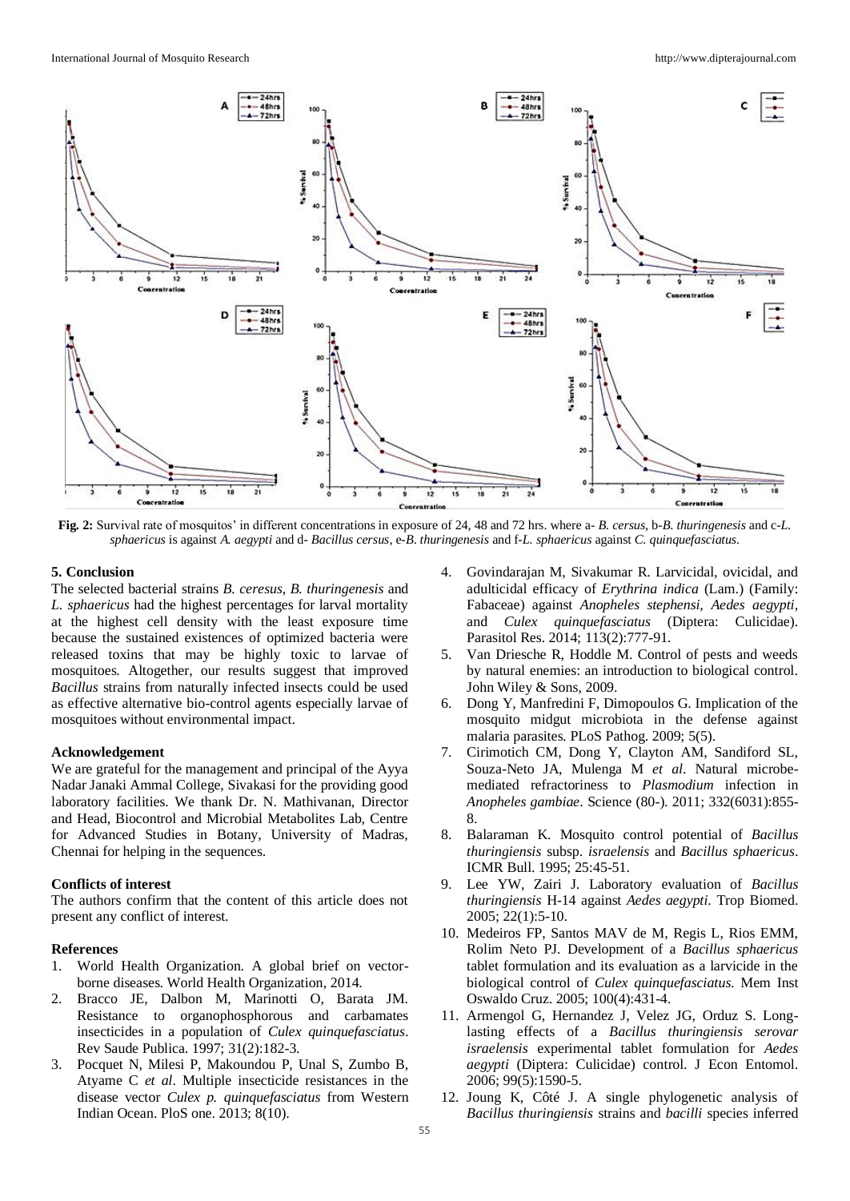**Fig. 2:** Survival rate of mosquitos' in different concentrations in exposure of 24, 48 and 72 hrs. where a- *B. cersus*, b-*B. thuringenesis* and c-*L. sphaericus* is against *A. aegypti* and d- *Bacillus cersus*, e-*B. thuringenesis* and f-*L. sphaericus* against *C. quinquefasciatus*.

## 5. Conclusion

The selected bacterial strains *B. ceresus*, *B. thuringenesis* and *L. sphaericus* had the highest percentages for larval mortality at the highest cell density with the least exposure time because the sustained existences of optimized bacteria were released toxins that may be highly toxic to larvae of mosquitoes. Altogether, our results suggest that improved *Bacillus* strains from naturally infected insects could be used as effective alternative bio-control agents especially larvae of mosquitoes without environmental impact.

### Acknowledgement

We are grateful for the management and principal of the Ayya Nadar Janaki Ammal College, Sivakasi for the providing good laboratory facilities. We thank Dr. N. Mathivanan, Director and Head, Biocontrol and Microbial Metabolites Lab, Centre for Advanced Studies in Botany, University of Madras, Chennai for helping in the sequences.

### Conflicts of interest

The authors confirm that the content of this article does not present any conflict of interest.

### References

1. World Health Organization. A global brief on vector-borne diseases. World Health Organization, 2014.
2. Bracco JE, Dalbon M, Marinotti O, Barata JM. Resistance to organophosphorous and carbamates insecticides in a population of *Culex quinquefasciatus*. Rev Saude Publica. 1997; 31(2):182-3.
3. Pocquet N, Milesi P, Makoundou P, Unal S, Zumbo B, Atyame C *et al*. Multiple insecticide resistances in the disease vector *Culex p. quinquefasciatus* from Western Indian Ocean. PloS one. 2013; 8(10).
4. Govindarajan M, Sivakumar R. Larvicidal, ovicidal, and adulticidal efficacy of *Erythrina indica* (Lam.) (Family: Fabaceae) against *Anopheles stephensi, Aedes aegypti*, and *Culex quinquefasciatus* (Diptera: Culicidae). Parasitol Res. 2014; 113(2):777-91.
5. Van Driesche R, Hoddle M. Control of pests and weeds by natural enemies: an introduction to biological control. John Wiley & Sons, 2009.
6. Dong Y, Manfredini F, Dimopoulos G. Implication of the mosquito midgut microbiota in the defense against malaria parasites. PLoS Pathog. 2009; 5(5).
7. Cirimotich CM, Dong Y, Clayton AM, Sandiford SL, Souza-Neto JA, Mulenga M *et al*. Natural microbe-mediated refractoriness to *Plasmodium* infection in *Anopheles gambiae*. Science (80-). 2011; 332(6031):855-8.
8. Balaraman K. Mosquito control potential of *Bacillus thuringiensis* subsp. *israelensis* and *Bacillus sphaericus*. ICMR Bull. 1995; 25:45-51.
9. Lee YW, Zairi J. Laboratory evaluation of *Bacillus thuringiensis* H-14 against *Aedes aegypti*. Trop Biomed. 2005; 22(1):5-10.
10. Medeiros FP, Santos MAV de M, Regis L, Rios EMM, Rolim Neto PJ. Development of a *Bacillus sphaericus* tablet formulation and its evaluation as a larvicide in the biological control of *Culex quinquefasciatus.* Mem Inst Oswaldo Cruz. 2005; 100(4):431-4.
11. Armengol G, Hernandez J, Velez JG, Orduz S. Long-lasting effects of a *Bacillus thuringiensis serovar israelensis* experimental tablet formulation for *Aedes aegypti* (Diptera: Culicidae) control. J Econ Entomol. 2006; 99(5):1590-5.
12. Joung K, Côté J. A single phylogenetic analysis of *Bacillus thuringiensis* strains and *bacilli* species inferred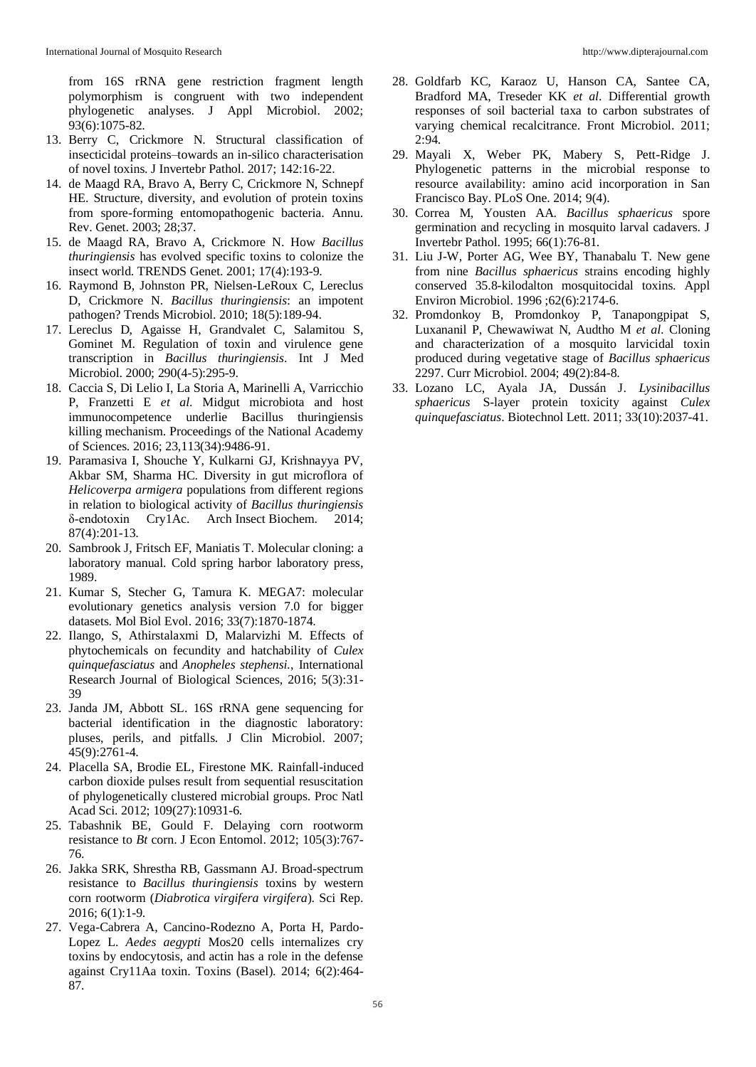from 16S rRNA gene restriction fragment length polymorphism is congruent with two independent phylogenetic analyses. J Appl Microbiol. 2002; 93(6):1075-82.

13. Berry C, Crickmore N. Structural classification of insecticidal proteins–towards an in-silico characterisation of novel toxins. J Invertebr Pathol. 2017; 142:16-22.
14. de Maagd RA, Bravo A, Berry C, Crickmore N, Schnepf HE. Structure, diversity, and evolution of protein toxins from spore-forming entomopathogenic bacteria. Annu. Rev. Genet. 2003; 28;37.
15. de Maagd RA, Bravo A, Crickmore N. How *Bacillus thuringiensis* has evolved specific toxins to colonize the insect world. TRENDS Genet. 2001; 17(4):193-9.
16. Raymond B, Johnston PR, Nielsen-LeRoux C, Lereclus D, Crickmore N. *Bacillus thuringiensis*: an impotent pathogen? Trends Microbiol. 2010; 18(5):189-94.
17. Lereclus D, Agaisse H, Grandvalet C, Salamitou S, Gominet M. Regulation of toxin and virulence gene transcription in *Bacillus thuringiensis*. Int J Med Microbiol. 2000; 290(4-5):295-9.
18. Caccia S, Di Lelio I, La Storia A, Marinelli A, Varricchio P, Franzetti E *et al*. Midgut microbiota and host immunocompetence underlie Bacillus thuringiensis killing mechanism. Proceedings of the National Academy of Sciences. 2016; 23,113(34):9486-91.
19. Paramasiva I, Shouche Y, Kulkarni GJ, Krishnayya PV, Akbar SM, Sharma HC. Diversity in gut microflora of *Helicoverpa armigera* populations from different regions in relation to biological activity of *Bacillus thuringiensis* δ-endotoxin Cry1Ac. Arch Insect Biochem. 2014; 87(4):201-13.
20. Sambrook J, Fritsch EF, Maniatis T. Molecular cloning: a laboratory manual. Cold spring harbor laboratory press, 1989.
21. Kumar S, Stecher G, Tamura K. MEGA7: molecular evolutionary genetics analysis version 7.0 for bigger datasets. Mol Biol Evol. 2016; 33(7):1870-1874.
22. Ilango, S, Athirstalaxmi D, Malarvizhi M. Effects of phytochemicals on fecundity and hatchability of *Culex quinquefasciatus* and *Anopheles stephensi.*, International Research Journal of Biological Sciences, 2016; 5(3):31-39
23. Janda JM, Abbott SL. 16S rRNA gene sequencing for bacterial identification in the diagnostic laboratory: pluses, perils, and pitfalls. J Clin Microbiol. 2007; 45(9):2761-4.
24. Placella SA, Brodie EL, Firestone MK. Rainfall-induced carbon dioxide pulses result from sequential resuscitation of phylogenetically clustered microbial groups. Proc Natl Acad Sci. 2012; 109(27):10931-6.
25. Tabashnik BE, Gould F. Delaying corn rootworm resistance to *Bt* corn. J Econ Entomol. 2012; 105(3):767-76.
26. Jakka SRK, Shrestha RB, Gassmann AJ. Broad-spectrum resistance to *Bacillus thuringiensis* toxins by western corn rootworm (*Diabrotica virgifera virgifera*). Sci Rep. 2016; 6(1):1-9.
27. Vega-Cabrera A, Cancino-Rodezno A, Porta H, Pardo-Lopez L. *Aedes aegypti* Mos20 cells internalizes cry toxins by endocytosis, and actin has a role in the defense against Cry11Aa toxin. Toxins (Basel). 2014; 6(2):464-87.
28. Goldfarb KC, Karaoz U, Hanson CA, Santee CA, Bradford MA, Treseder KK *et al*. Differential growth responses of soil bacterial taxa to carbon substrates of varying chemical recalcitrance. Front Microbiol. 2011; 2:94.
29. Mayali X, Weber PK, Mabery S, Pett-Ridge J. Phylogenetic patterns in the microbial response to resource availability: amino acid incorporation in San Francisco Bay. PLoS One. 2014; 9(4).
30. Correa M, Yousten AA. *Bacillus sphaericus* spore germination and recycling in mosquito larval cadavers. J Invertebr Pathol. 1995; 66(1):76-81.
31. Liu J-W, Porter AG, Wee BY, Thanabalu T. New gene from nine *Bacillus sphaericus* strains encoding highly conserved 35.8-kilodalton mosquitocidal toxins. Appl Environ Microbiol. 1996 ;62(6):2174-6.
32. Promdonkoy B, Promdonkoy P, Tanapongpipat S, Luxananil P, Chewawiwat N, Audtho M *et al*. Cloning and characterization of a mosquito larvicidal toxin produced during vegetative stage of *Bacillus sphaericus* 2297. Curr Microbiol. 2004; 49(2):84-8.
33. Lozano LC, Ayala JA, Dussán J. *Lysinibacillus sphaericus* S-layer protein toxicity against *Culex quinquefasciatus*. Biotechnol Lett. 2011; 33(10):2037-41.